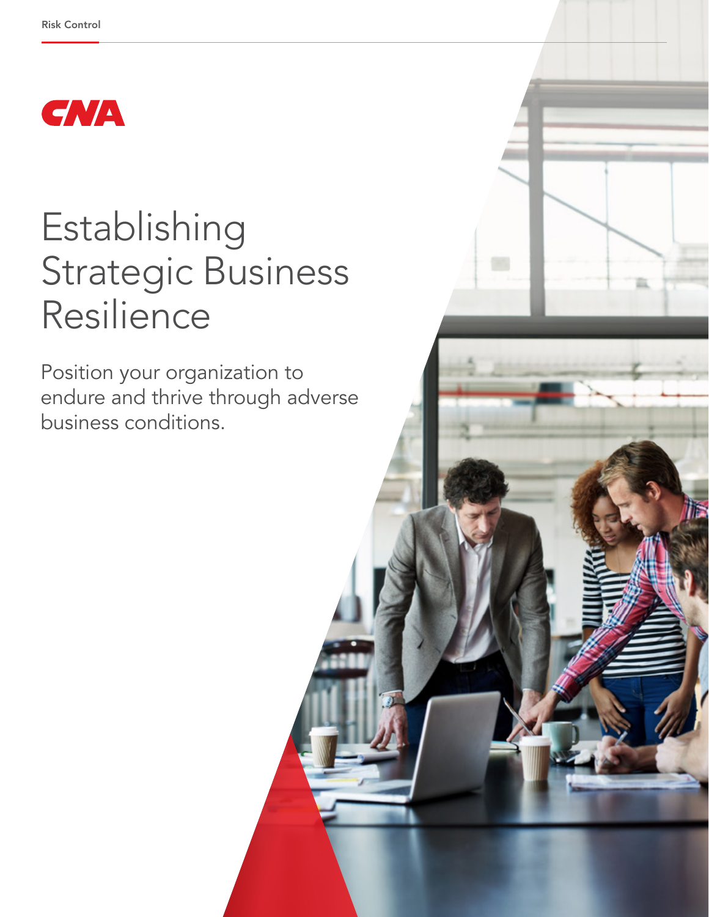Risk Control

CNA

# Establishing Strategic Business Resilience

Position your organization to endure and thrive through adverse business conditions.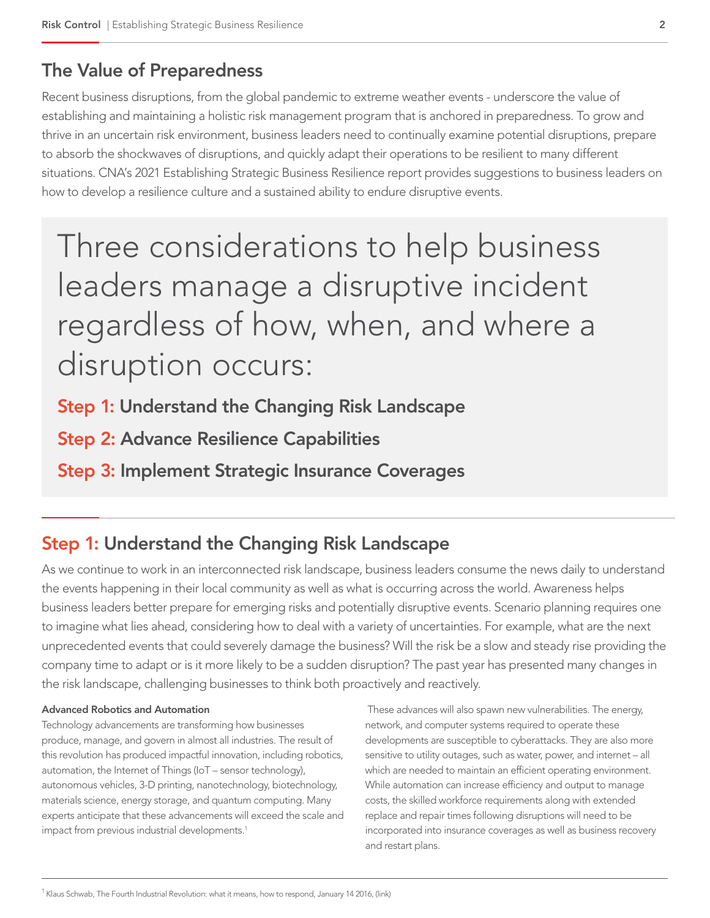## The Value of Preparedness

Recent business disruptions, from the global pandemic to extreme weather events - underscore the value of establishing and maintaining a holistic risk management program that is anchored in preparedness. To grow and thrive in an uncertain risk environment, business leaders need to continually examine potential disruptions, prepare to absorb the shockwaves of disruptions, and quickly adapt their operations to be resilient to many different situations. CNA's 2021 Establishing Strategic Business Resilience report provides suggestions to business leaders on how to develop a resilience culture and a sustained ability to endure disruptive events.

> Three considerations to help business leaders manage a disruptive incident regardless of how, when, and where a disruption occurs:
>
> **Step 1: Understand the Changing Risk Landscape**
>
> **Step 2: Advance Resilience Capabilities**
>
> **Step 3: Implement Strategic Insurance Coverages**

## Step 1: Understand the Changing Risk Landscape

As we continue to work in an interconnected risk landscape, business leaders consume the news daily to understand the events happening in their local community as well as what is occurring across the world. Awareness helps business leaders better prepare for emerging risks and potentially disruptive events. Scenario planning requires one to imagine what lies ahead, considering how to deal with a variety of uncertainties. For example, what are the next unprecedented events that could severely damage the business? Will the risk be a slow and steady rise providing the company time to adapt or is it more likely to be a sudden disruption? The past year has presented many changes in the risk landscape, challenging businesses to think both proactively and reactively.

**Advanced Robotics and Automation**

Technology advancements are transforming how businesses produce, manage, and govern in almost all industries. The result of this revolution has produced impactful innovation, including robotics, automation, the Internet of Things (IoT – sensor technology), autonomous vehicles, 3-D printing, nanotechnology, biotechnology, materials science, energy storage, and quantum computing. Many experts anticipate that these advancements will exceed the scale and impact from previous industrial developments.[1]

These advances will also spawn new vulnerabilities. The energy, network, and computer systems required to operate these developments are susceptible to cyberattacks. They are also more sensitive to utility outages, such as water, power, and internet – all which are needed to maintain an efficient operating environment. While automation can increase efficiency and output to manage costs, the skilled workforce requirements along with extended replace and repair times following disruptions will need to be incorporated into insurance coverages as well as business recovery and restart plans.

[1] Klaus Schwab, The Fourth Industrial Revolution: what it means, how to respond, January 14 2016, (link)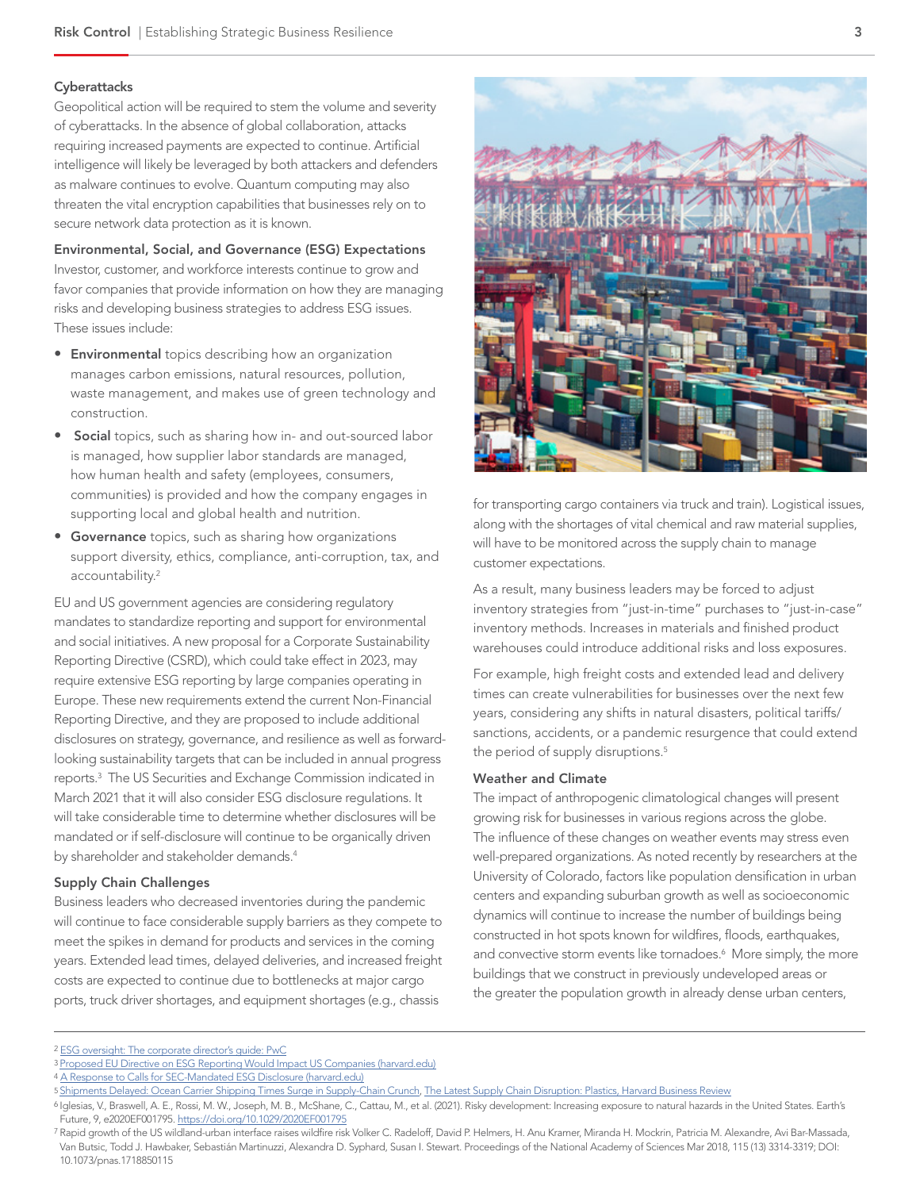### Cyberattacks

Geopolitical action will be required to stem the volume and severity of cyberattacks. In the absence of global collaboration, attacks requiring increased payments are expected to continue. Artificial intelligence will likely be leveraged by both attackers and defenders as malware continues to evolve. Quantum computing may also threaten the vital encryption capabilities that businesses rely on to secure network data protection as it is known.

### Environmental, Social, and Governance (ESG) Expectations

Investor, customer, and workforce interests continue to grow and favor companies that provide information on how they are managing risks and developing business strategies to address ESG issues. These issues include:

- **Environmental** topics describing how an organization manages carbon emissions, natural resources, pollution, waste management, and makes use of green technology and construction.
- **Social** topics, such as sharing how in- and out-sourced labor is managed, how supplier labor standards are managed, how human health and safety (employees, consumers, communities) is provided and how the company engages in supporting local and global health and nutrition.
- **Governance** topics, such as sharing how organizations support diversity, ethics, compliance, anti-corruption, tax, and accountability.[2]

EU and US government agencies are considering regulatory mandates to standardize reporting and support for environmental and social initiatives. A new proposal for a Corporate Sustainability Reporting Directive (CSRD), which could take effect in 2023, may require extensive ESG reporting by large companies operating in Europe. These new requirements extend the current Non-Financial Reporting Directive, and they are proposed to include additional disclosures on strategy, governance, and resilience as well as forward-looking sustainability targets that can be included in annual progress reports.[3] The US Securities and Exchange Commission indicated in March 2021 that it will also consider ESG disclosure regulations. It will take considerable time to determine whether disclosures will be mandated or if self-disclosure will continue to be organically driven by shareholder and stakeholder demands.[4]

### Supply Chain Challenges

Business leaders who decreased inventories during the pandemic will continue to face considerable supply barriers as they compete to meet the spikes in demand for products and services in the coming years. Extended lead times, delayed deliveries, and increased freight costs are expected to continue due to bottlenecks at major cargo ports, truck driver shortages, and equipment shortages (e.g., chassis for transporting cargo containers via truck and train). Logistical issues, along with the shortages of vital chemical and raw material supplies, will have to be monitored across the supply chain to manage customer expectations.

As a result, many business leaders may be forced to adjust inventory strategies from "just-in-time" purchases to "just-in-case" inventory methods. Increases in materials and finished product warehouses could introduce additional risks and loss exposures.

For example, high freight costs and extended lead and delivery times can create vulnerabilities for businesses over the next few years, considering any shifts in natural disasters, political tariffs/sanctions, accidents, or a pandemic resurgence that could extend the period of supply disruptions.[5]

### Weather and Climate

The impact of anthropogenic climatological changes will present growing risk for businesses in various regions across the globe. The influence of these changes on weather events may stress even well-prepared organizations. As noted recently by researchers at the University of Colorado, factors like population densification in urban centers and expanding suburban growth as well as socioeconomic dynamics will continue to increase the number of buildings being constructed in hot spots known for wildfires, floods, earthquakes, and convective storm events like tornadoes.[6] More simply, the more buildings that we construct in previously undeveloped areas or the greater the population growth in already dense urban centers,

---

[2] ESG oversight: The corporate director's guide: PwC

[3] Proposed EU Directive on ESG Reporting Would Impact US Companies (harvard.edu)

[4] A Response to Calls for SEC-Mandated ESG Disclosure (harvard.edu)

[5] Shipments Delayed: Ocean Carrier Shipping Times Surge in Supply-Chain Crunch, The Latest Supply Chain Disruption: Plastics, Harvard Business Review

[6] Iglesias, V., Braswell, A. E., Rossi, M. W., Joseph, M. B., McShane, C., Cattau, M., et al. (2021). Risky development: Increasing exposure to natural hazards in the United States. Earth's Future, 9, e2020EF001795. https://doi.org/10.1029/2020EF001795

[7] Rapid growth of the US wildland-urban interface raises wildfire risk Volker C. Radeloff, David P. Helmers, H. Anu Kramer, Miranda H. Mockrin, Patricia M. Alexandre, Avi Bar-Massada, Van Butsic, Todd J. Hawbaker, Sebastián Martinuzzi, Alexandra D. Syphard, Susan I. Stewart. Proceedings of the National Academy of Sciences Mar 2018, 115 (13) 3314-3319; DOI: 10.1073/pnas.1718850115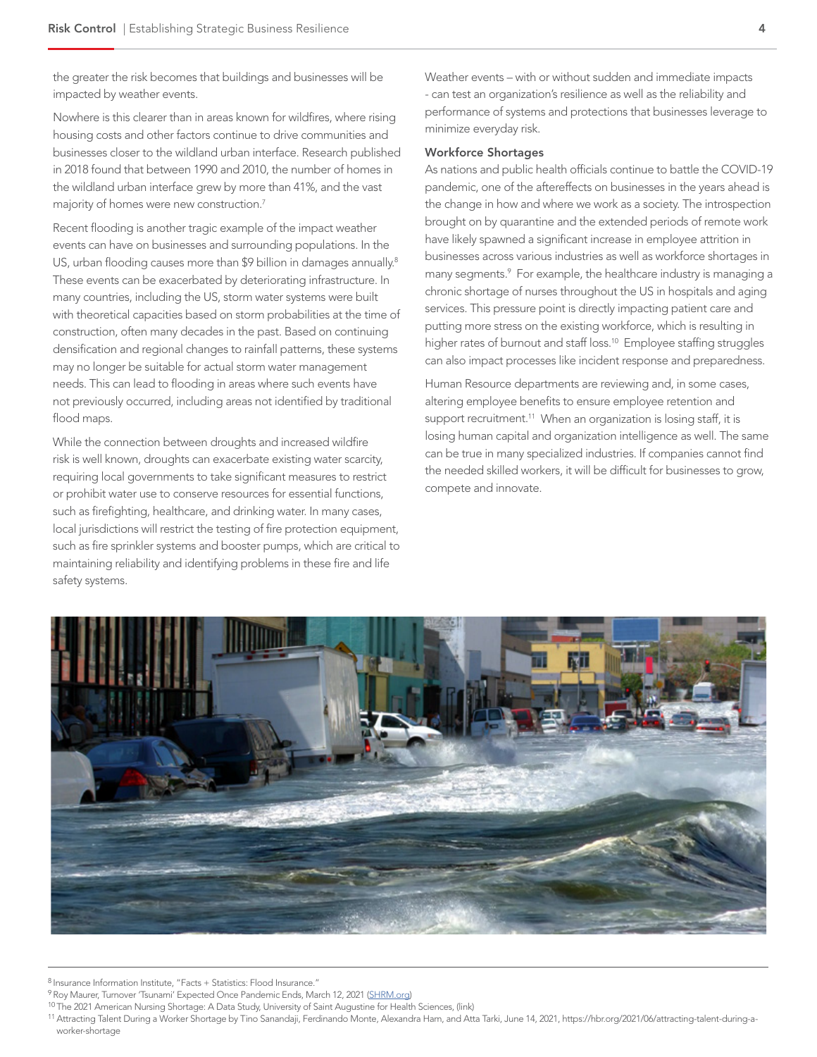the greater the risk becomes that buildings and businesses will be impacted by weather events.

Nowhere is this clearer than in areas known for wildfires, where rising housing costs and other factors continue to drive communities and businesses closer to the wildland urban interface. Research published in 2018 found that between 1990 and 2010, the number of homes in the wildland urban interface grew by more than 41%, and the vast majority of homes were new construction.[7]

Recent flooding is another tragic example of the impact weather events can have on businesses and surrounding populations. In the US, urban flooding causes more than $9 billion in damages annually.[8] These events can be exacerbated by deteriorating infrastructure. In many countries, including the US, storm water systems were built with theoretical capacities based on storm probabilities at the time of construction, often many decades in the past. Based on continuing densification and regional changes to rainfall patterns, these systems may no longer be suitable for actual storm water management needs. This can lead to flooding in areas where such events have not previously occurred, including areas not identified by traditional flood maps.

While the connection between droughts and increased wildfire risk is well known, droughts can exacerbate existing water scarcity, requiring local governments to take significant measures to restrict or prohibit water use to conserve resources for essential functions, such as firefighting, healthcare, and drinking water. In many cases, local jurisdictions will restrict the testing of fire protection equipment, such as fire sprinkler systems and booster pumps, which are critical to maintaining reliability and identifying problems in these fire and life safety systems.

Weather events – with or without sudden and immediate impacts - can test an organization's resilience as well as the reliability and performance of systems and protections that businesses leverage to minimize everyday risk.

### Workforce Shortages

As nations and public health officials continue to battle the COVID-19 pandemic, one of the aftereffects on businesses in the years ahead is the change in how and where we work as a society. The introspection brought on by quarantine and the extended periods of remote work have likely spawned a significant increase in employee attrition in businesses across various industries as well as workforce shortages in many segments.[9] For example, the healthcare industry is managing a chronic shortage of nurses throughout the US in hospitals and aging services. This pressure point is directly impacting patient care and putting more stress on the existing workforce, which is resulting in higher rates of burnout and staff loss.[10] Employee staffing struggles can also impact processes like incident response and preparedness.

Human Resource departments are reviewing and, in some cases, altering employee benefits to ensure employee retention and support recruitment.[11] When an organization is losing staff, it is losing human capital and organization intelligence as well. The same can be true in many specialized industries. If companies cannot find the needed skilled workers, it will be difficult for businesses to grow, compete and innovate.

---

[8] Insurance Information Institute, "Facts + Statistics: Flood Insurance."

[9] Roy Maurer, Turnover 'Tsunami' Expected Once Pandemic Ends, March 12, 2021 (SHRM.org)

[10] The 2021 American Nursing Shortage: A Data Study, University of Saint Augustine for Health Sciences, (link)

[11] Attracting Talent During a Worker Shortage by Tino Sanandaji, Ferdinando Monte, Alexandra Ham, and Atta Tarki, June 14, 2021, https://hbr.org/2021/06/attracting-talent-during-a-worker-shortage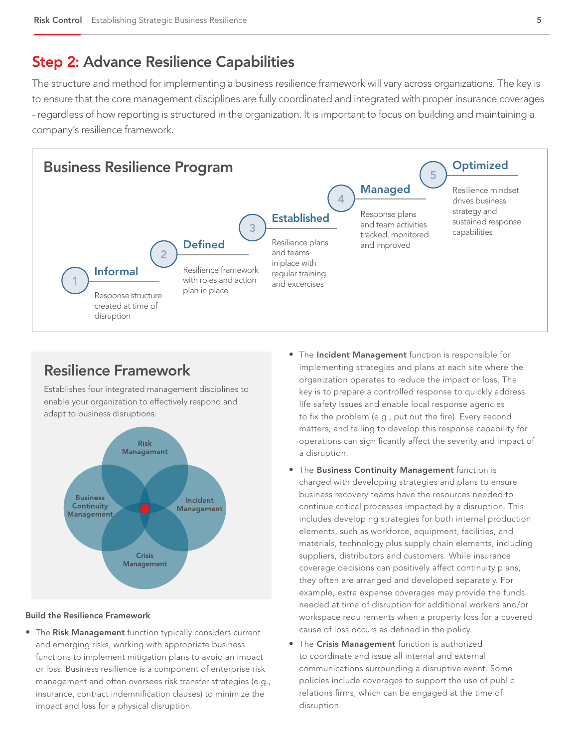# Step 2: Advance Resilience Capabilities

The structure and method for implementing a business resilience framework will vary across organizations. The key is to ensure that the core management disciplines are fully coordinated and integrated with proper insurance coverages - regardless of how reporting is structured in the organization. It is important to focus on building and maintaining a company's resilience framework.

## Business Resilience Program

**1 Informal**
Response structure created at time of disruption

**2 Defined**
Resilience framework with roles and action plan in place

**3 Established**
Resilience plans and teams in place with regular training and excercises

**4 Managed**
Response plans and team activities tracked, monitored and improved

**5 Optimized**
Resilience mindset drives business strategy and sustained response capabilities

## Resilience Framework

Establishes four integrated management disciplines to enable your organization to effectively respond and adapt to business disruptions.

Risk Management
Business Continuity Management
Incident Management
Crisis Management

**Build the Resilience Framework**

- The **Risk Management** function typically considers current and emerging risks, working with appropriate business functions to implement mitigation plans to avoid an impact or loss. Business resilience is a component of enterprise risk management and often oversees risk transfer strategies (e.g., insurance, contract indemnification clauses) to minimize the impact and loss for a physical disruption.
- The **Incident Management** function is responsible for implementing strategies and plans at each site where the organization operates to reduce the impact or loss. The key is to prepare a controlled response to quickly address life safety issues and enable local response agencies to fix the problem (e.g., put out the fire). Every second matters, and failing to develop this response capability for operations can significantly affect the severity and impact of a disruption.
- The **Business Continuity Management** function is charged with developing strategies and plans to ensure business recovery teams have the resources needed to continue critical processes impacted by a disruption. This includes developing strategies for both internal production elements, such as workforce, equipment, facilities, and materials, technology plus supply chain elements, including suppliers, distributors and customers. While insurance coverage decisions can positively affect continuity plans, they often are arranged and developed separately. For example, extra expense coverages may provide the funds needed at time of disruption for additional workers and/or workspace requirements when a property loss for a covered cause of loss occurs as defined in the policy.
- The **Crisis Management** function is authorized to coordinate and issue all internal and external communications surrounding a disruptive event. Some policies include coverages to support the use of public relations firms, which can be engaged at the time of disruption.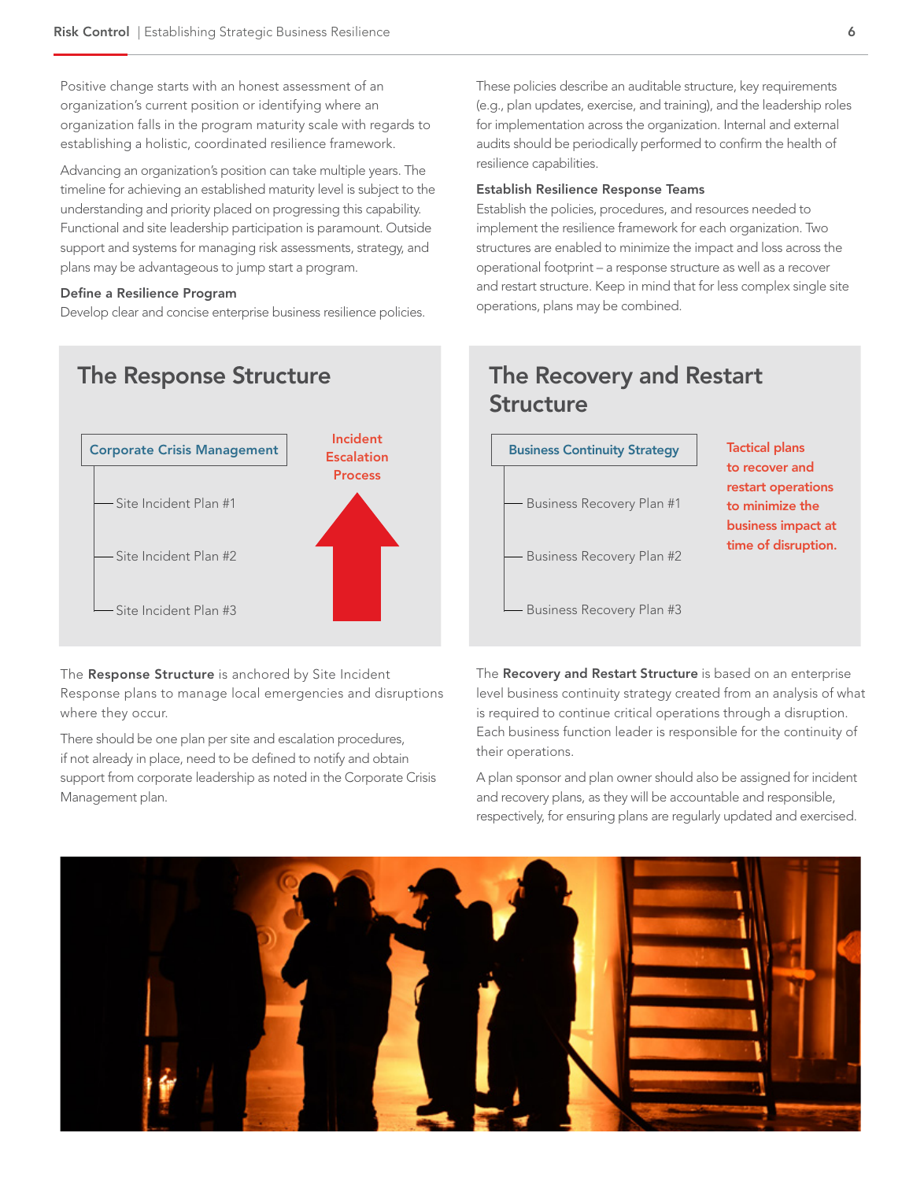Positive change starts with an honest assessment of an organization's current position or identifying where an organization falls in the program maturity scale with regards to establishing a holistic, coordinated resilience framework.

Advancing an organization's position can take multiple years. The timeline for achieving an established maturity level is subject to the understanding and priority placed on progressing this capability. Functional and site leadership participation is paramount. Outside support and systems for managing risk assessments, strategy, and plans may be advantageous to jump start a program.

**Define a Resilience Program**

Develop clear and concise enterprise business resilience policies. These policies describe an auditable structure, key requirements (e.g., plan updates, exercise, and training), and the leadership roles for implementation across the organization. Internal and external audits should be periodically performed to confirm the health of resilience capabilities.

**Establish Resilience Response Teams**

Establish the policies, procedures, and resources needed to implement the resilience framework for each organization. Two structures are enabled to minimize the impact and loss across the operational footprint – a response structure as well as a recover and restart structure. Keep in mind that for less complex single site operations, plans may be combined.

## The Response Structure

- Corporate Crisis Management
  - Site Incident Plan #1
  - Site Incident Plan #2
  - Site Incident Plan #3

Incident Escalation Process

The **Response Structure** is anchored by Site Incident Response plans to manage local emergencies and disruptions where they occur.

There should be one plan per site and escalation procedures, if not already in place, need to be defined to notify and obtain support from corporate leadership as noted in the Corporate Crisis Management plan.

## The Recovery and Restart Structure

- Business Continuity Strategy
  - Business Recovery Plan #1
  - Business Recovery Plan #2
  - Business Recovery Plan #3

Tactical plans to recover and restart operations to minimize the business impact at time of disruption.

The **Recovery and Restart Structure** is based on an enterprise level business continuity strategy created from an analysis of what is required to continue critical operations through a disruption. Each business function leader is responsible for the continuity of their operations.

A plan sponsor and plan owner should also be assigned for incident and recovery plans, as they will be accountable and responsible, respectively, for ensuring plans are regularly updated and exercised.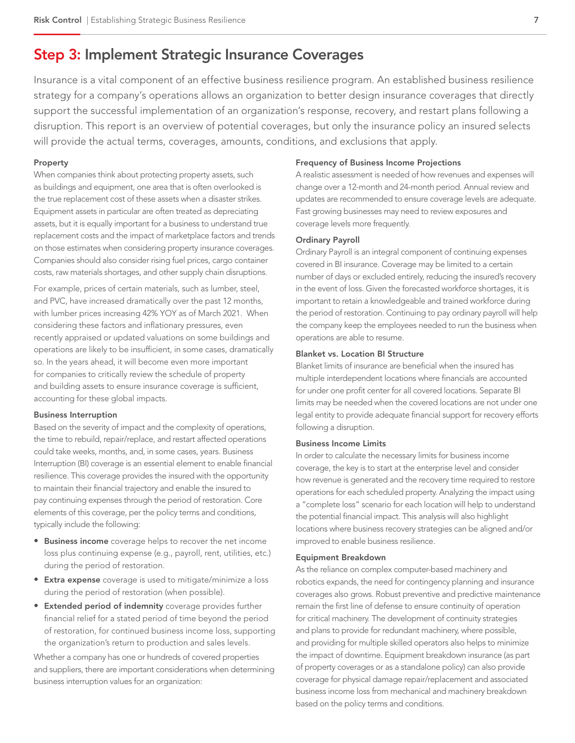## Step 3: Implement Strategic Insurance Coverages

Insurance is a vital component of an effective business resilience program. An established business resilience strategy for a company's operations allows an organization to better design insurance coverages that directly support the successful implementation of an organization's response, recovery, and restart plans following a disruption. This report is an overview of potential coverages, but only the insurance policy an insured selects will provide the actual terms, coverages, amounts, conditions, and exclusions that apply.

### Property

When companies think about protecting property assets, such as buildings and equipment, one area that is often overlooked is the true replacement cost of these assets when a disaster strikes. Equipment assets in particular are often treated as depreciating assets, but it is equally important for a business to understand true replacement costs and the impact of marketplace factors and trends on those estimates when considering property insurance coverages. Companies should also consider rising fuel prices, cargo container costs, raw materials shortages, and other supply chain disruptions.

For example, prices of certain materials, such as lumber, steel, and PVC, have increased dramatically over the past 12 months, with lumber prices increasing 42% YOY as of March 2021. When considering these factors and inflationary pressures, even recently appraised or updated valuations on some buildings and operations are likely to be insufficient, in some cases, dramatically so. In the years ahead, it will become even more important for companies to critically review the schedule of property and building assets to ensure insurance coverage is sufficient, accounting for these global impacts.

### Business Interruption

Based on the severity of impact and the complexity of operations, the time to rebuild, repair/replace, and restart affected operations could take weeks, months, and, in some cases, years. Business Interruption (BI) coverage is an essential element to enable financial resilience. This coverage provides the insured with the opportunity to maintain their financial trajectory and enable the insured to pay continuing expenses through the period of restoration. Core elements of this coverage, per the policy terms and conditions, typically include the following:

- **Business income** coverage helps to recover the net income loss plus continuing expense (e.g., payroll, rent, utilities, etc.) during the period of restoration.
- **Extra expense** coverage is used to mitigate/minimize a loss during the period of restoration (when possible).
- **Extended period of indemnity** coverage provides further financial relief for a stated period of time beyond the period of restoration, for continued business income loss, supporting the organization's return to production and sales levels.

Whether a company has one or hundreds of covered properties and suppliers, there are important considerations when determining business interruption values for an organization:

### Frequency of Business Income Projections

A realistic assessment is needed of how revenues and expenses will change over a 12-month and 24-month period. Annual review and updates are recommended to ensure coverage levels are adequate. Fast growing businesses may need to review exposures and coverage levels more frequently.

### Ordinary Payroll

Ordinary Payroll is an integral component of continuing expenses covered in BI insurance. Coverage may be limited to a certain number of days or excluded entirely, reducing the insured's recovery in the event of loss. Given the forecasted workforce shortages, it is important to retain a knowledgeable and trained workforce during the period of restoration. Continuing to pay ordinary payroll will help the company keep the employees needed to run the business when operations are able to resume.

### Blanket vs. Location BI Structure

Blanket limits of insurance are beneficial when the insured has multiple interdependent locations where financials are accounted for under one profit center for all covered locations. Separate BI limits may be needed when the covered locations are not under one legal entity to provide adequate financial support for recovery efforts following a disruption.

### Business Income Limits

In order to calculate the necessary limits for business income coverage, the key is to start at the enterprise level and consider how revenue is generated and the recovery time required to restore operations for each scheduled property. Analyzing the impact using a "complete loss" scenario for each location will help to understand the potential financial impact. This analysis will also highlight locations where business recovery strategies can be aligned and/or improved to enable business resilience.

### Equipment Breakdown

As the reliance on complex computer-based machinery and robotics expands, the need for contingency planning and insurance coverages also grows. Robust preventive and predictive maintenance remain the first line of defense to ensure continuity of operation for critical machinery. The development of continuity strategies and plans to provide for redundant machinery, where possible, and providing for multiple skilled operators also helps to minimize the impact of downtime. Equipment breakdown insurance (as part of property coverages or as a standalone policy) can also provide coverage for physical damage repair/replacement and associated business income loss from mechanical and machinery breakdown based on the policy terms and conditions.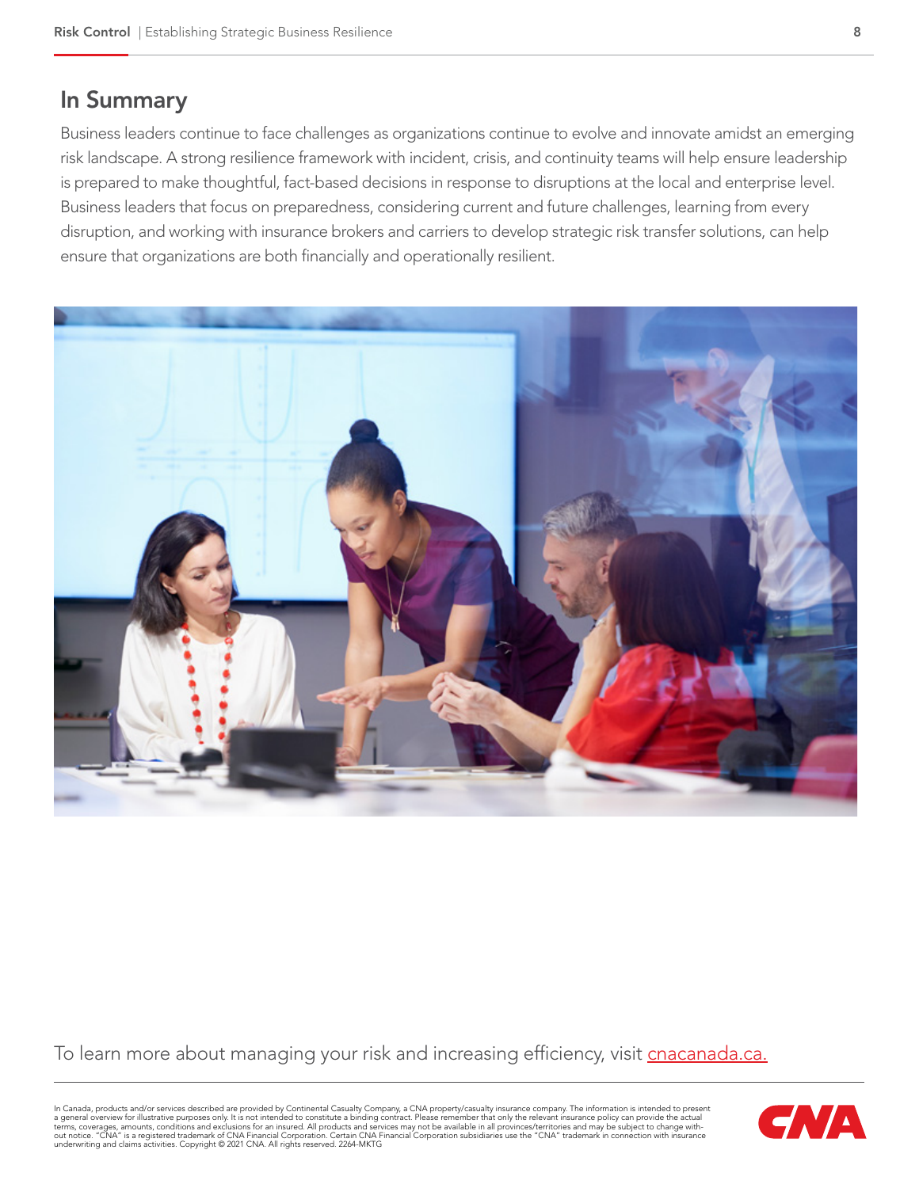## In Summary

Business leaders continue to face challenges as organizations continue to evolve and innovate amidst an emerging risk landscape. A strong resilience framework with incident, crisis, and continuity teams will help ensure leadership is prepared to make thoughtful, fact-based decisions in response to disruptions at the local and enterprise level. Business leaders that focus on preparedness, considering current and future challenges, learning from every disruption, and working with insurance brokers and carriers to develop strategic risk transfer solutions, can help ensure that organizations are both financially and operationally resilient.

To learn more about managing your risk and increasing efficiency, visit cnacanada.ca.

In Canada, products and/or services described are provided by Continental Casualty Company, a CNA property/casualty insurance company. The information is intended to present a general overview for illustrative purposes only. It is not intended to constitute a binding contract. Please remember that only the relevant insurance policy can provide the actual terms, coverages, amounts, conditions and exclusions for an insured. All products and services may not be available in all provinces/territories and may be subject to change without notice. "CNA" is a registered trademark of CNA Financial Corporation. Certain CNA Financial Corporation subsidiaries use the "CNA" trademark in connection with insurance underwriting and claims activities. Copyright © 2021 CNA. All rights reserved. 2264-MKTG